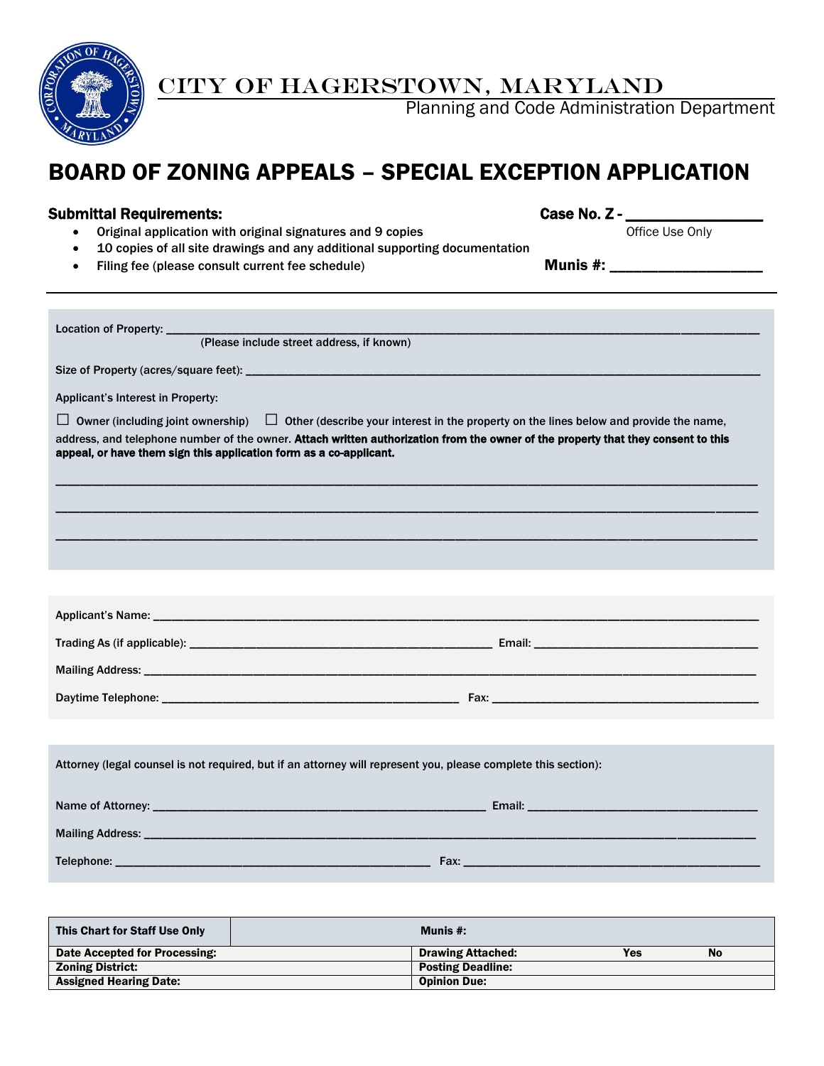# CITY OF HAGERSTOWN, MARYLAND

Planning and Code Administration Department

# BOARD OF ZONING APPEALS – SPECIAL EXCEPTION APPLICATION

**Case No. Z -** ________________
Office Use Only

**Munis #:** ____________________

**Submittal Requirements:**

- Original application with original signatures and 9 copies
- 10 copies of all site drawings and any additional supporting documentation
- Filing fee (please consult current fee schedule)

---

Location of Property: ______________________________________________________________________
(Please include street address, if known)

Size of Property (acres/square feet): ______________________________________________________

Applicant's Interest in Property:

☐ Owner (including joint ownership) ☐ Other (describe your interest in the property on the lines below and provide the name, address, and telephone number of the owner. **Attach written authorization from the owner of the property that they consent to this appeal, or have them sign this application form as a co-applicant.**

______________________________________________________________________________________

______________________________________________________________________________________

______________________________________________________________________________________

Applicant's Name: __________________________________________________________________

Trading As (if applicable): ______________________________ Email: ______________________________

Mailing Address: ___________________________________________________________________

Daytime Telephone: ______________________________ Fax: ______________________________

Attorney (legal counsel is not required, but if an attorney will represent you, please complete this section):

Name of Attorney: ______________________________ Email: ______________________________

Mailing Address: ___________________________________________________________________

Telephone: ______________________________ Fax: ______________________________

| **This Chart for Staff Use Only** | **Munis #:** | | |
|---|---|---|---|
| **Date Accepted for Processing:** | **Drawing Attached:** | **Yes** | **No** |
| **Zoning District:** | **Posting Deadline:** | | |
| **Assigned Hearing Date:** | **Opinion Due:** | | |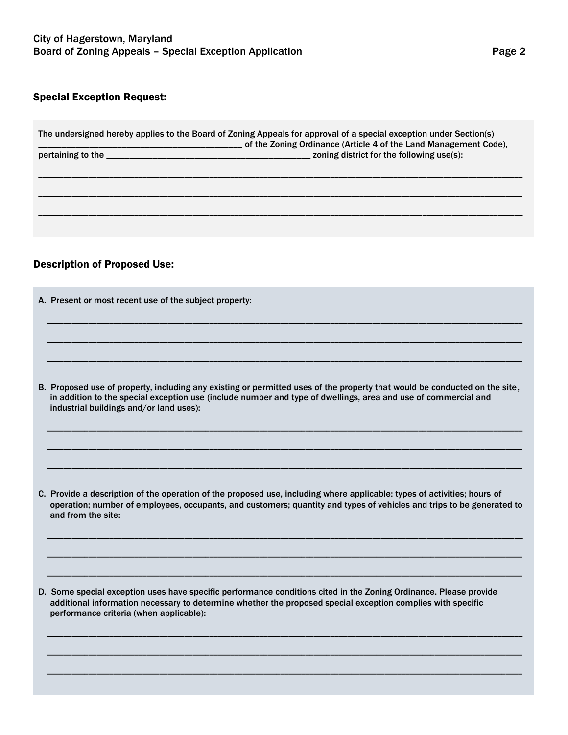## Special Exception Request:

The undersigned hereby applies to the Board of Zoning Appeals for approval of a special exception under Section(s) ________________________________________ of the Zoning Ordinance (Article 4 of the Land Management Code), pertaining to the ________________________________________ zoning district for the following use(s):

______________________________________________________________________________________________

______________________________________________________________________________________________

______________________________________________________________________________________________

## Description of Proposed Use:

A. Present or most recent use of the subject property:

______________________________________________________________________________________________

______________________________________________________________________________________________

______________________________________________________________________________________________

B. Proposed use of property, including any existing or permitted uses of the property that would be conducted on the site, in addition to the special exception use (include number and type of dwellings, area and use of commercial and industrial buildings and/or land uses):

______________________________________________________________________________________________

______________________________________________________________________________________________

______________________________________________________________________________________________

C. Provide a description of the operation of the proposed use, including where applicable: types of activities; hours of operation; number of employees, occupants, and customers; quantity and types of vehicles and trips to be generated to and from the site:

______________________________________________________________________________________________

______________________________________________________________________________________________

______________________________________________________________________________________________

D. Some special exception uses have specific performance conditions cited in the Zoning Ordinance. Please provide additional information necessary to determine whether the proposed special exception complies with specific performance criteria (when applicable):

______________________________________________________________________________________________

______________________________________________________________________________________________

______________________________________________________________________________________________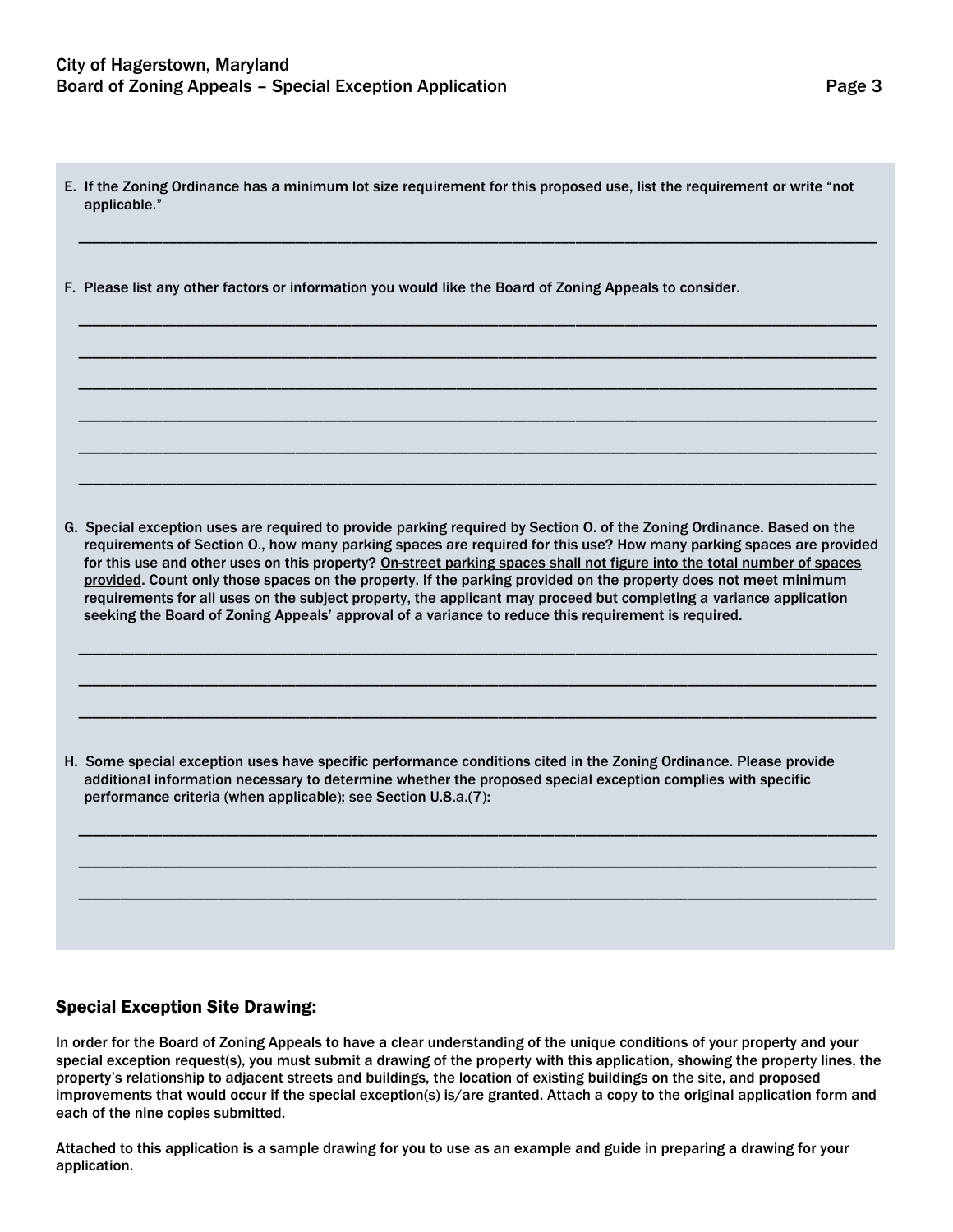E. If the Zoning Ordinance has a minimum lot size requirement for this proposed use, list the requirement or write "not applicable."

\_\_\_\_\_\_\_\_\_\_\_\_\_\_\_\_\_\_\_\_\_\_\_\_\_\_\_\_\_\_\_\_\_\_\_\_\_\_\_\_\_\_\_\_\_\_\_\_\_\_\_\_\_\_\_\_\_\_\_\_\_\_\_\_\_\_\_\_\_\_\_\_\_\_\_\_

F. Please list any other factors or information you would like the Board of Zoning Appeals to consider.

\_\_\_\_\_\_\_\_\_\_\_\_\_\_\_\_\_\_\_\_\_\_\_\_\_\_\_\_\_\_\_\_\_\_\_\_\_\_\_\_\_\_\_\_\_\_\_\_\_\_\_\_\_\_\_\_\_\_\_\_\_\_\_\_\_\_\_\_\_\_\_\_\_\_\_\_

\_\_\_\_\_\_\_\_\_\_\_\_\_\_\_\_\_\_\_\_\_\_\_\_\_\_\_\_\_\_\_\_\_\_\_\_\_\_\_\_\_\_\_\_\_\_\_\_\_\_\_\_\_\_\_\_\_\_\_\_\_\_\_\_\_\_\_\_\_\_\_\_\_\_\_\_

\_\_\_\_\_\_\_\_\_\_\_\_\_\_\_\_\_\_\_\_\_\_\_\_\_\_\_\_\_\_\_\_\_\_\_\_\_\_\_\_\_\_\_\_\_\_\_\_\_\_\_\_\_\_\_\_\_\_\_\_\_\_\_\_\_\_\_\_\_\_\_\_\_\_\_\_

\_\_\_\_\_\_\_\_\_\_\_\_\_\_\_\_\_\_\_\_\_\_\_\_\_\_\_\_\_\_\_\_\_\_\_\_\_\_\_\_\_\_\_\_\_\_\_\_\_\_\_\_\_\_\_\_\_\_\_\_\_\_\_\_\_\_\_\_\_\_\_\_\_\_\_\_

\_\_\_\_\_\_\_\_\_\_\_\_\_\_\_\_\_\_\_\_\_\_\_\_\_\_\_\_\_\_\_\_\_\_\_\_\_\_\_\_\_\_\_\_\_\_\_\_\_\_\_\_\_\_\_\_\_\_\_\_\_\_\_\_\_\_\_\_\_\_\_\_\_\_\_\_

\_\_\_\_\_\_\_\_\_\_\_\_\_\_\_\_\_\_\_\_\_\_\_\_\_\_\_\_\_\_\_\_\_\_\_\_\_\_\_\_\_\_\_\_\_\_\_\_\_\_\_\_\_\_\_\_\_\_\_\_\_\_\_\_\_\_\_\_\_\_\_\_\_\_\_\_

G. Special exception uses are required to provide parking required by Section O. of the Zoning Ordinance. Based on the requirements of Section O., how many parking spaces are required for this use? How many parking spaces are provided for this use and other uses on this property? <u>On-street parking spaces shall not figure into the total number of spaces provided</u>. Count only those spaces on the property. If the parking provided on the property does not meet minimum requirements for all uses on the subject property, the applicant may proceed but completing a variance application seeking the Board of Zoning Appeals' approval of a variance to reduce this requirement is required.

\_\_\_\_\_\_\_\_\_\_\_\_\_\_\_\_\_\_\_\_\_\_\_\_\_\_\_\_\_\_\_\_\_\_\_\_\_\_\_\_\_\_\_\_\_\_\_\_\_\_\_\_\_\_\_\_\_\_\_\_\_\_\_\_\_\_\_\_\_\_\_\_\_\_\_\_

\_\_\_\_\_\_\_\_\_\_\_\_\_\_\_\_\_\_\_\_\_\_\_\_\_\_\_\_\_\_\_\_\_\_\_\_\_\_\_\_\_\_\_\_\_\_\_\_\_\_\_\_\_\_\_\_\_\_\_\_\_\_\_\_\_\_\_\_\_\_\_\_\_\_\_\_

\_\_\_\_\_\_\_\_\_\_\_\_\_\_\_\_\_\_\_\_\_\_\_\_\_\_\_\_\_\_\_\_\_\_\_\_\_\_\_\_\_\_\_\_\_\_\_\_\_\_\_\_\_\_\_\_\_\_\_\_\_\_\_\_\_\_\_\_\_\_\_\_\_\_\_\_

H. Some special exception uses have specific performance conditions cited in the Zoning Ordinance. Please provide additional information necessary to determine whether the proposed special exception complies with specific performance criteria (when applicable); see Section U.8.a.(7):

\_\_\_\_\_\_\_\_\_\_\_\_\_\_\_\_\_\_\_\_\_\_\_\_\_\_\_\_\_\_\_\_\_\_\_\_\_\_\_\_\_\_\_\_\_\_\_\_\_\_\_\_\_\_\_\_\_\_\_\_\_\_\_\_\_\_\_\_\_\_\_\_\_\_\_\_

\_\_\_\_\_\_\_\_\_\_\_\_\_\_\_\_\_\_\_\_\_\_\_\_\_\_\_\_\_\_\_\_\_\_\_\_\_\_\_\_\_\_\_\_\_\_\_\_\_\_\_\_\_\_\_\_\_\_\_\_\_\_\_\_\_\_\_\_\_\_\_\_\_\_\_\_

\_\_\_\_\_\_\_\_\_\_\_\_\_\_\_\_\_\_\_\_\_\_\_\_\_\_\_\_\_\_\_\_\_\_\_\_\_\_\_\_\_\_\_\_\_\_\_\_\_\_\_\_\_\_\_\_\_\_\_\_\_\_\_\_\_\_\_\_\_\_\_\_\_\_\_\_

## Special Exception Site Drawing:

In order for the Board of Zoning Appeals to have a clear understanding of the unique conditions of your property and your special exception request(s), you must submit a drawing of the property with this application, showing the property lines, the property's relationship to adjacent streets and buildings, the location of existing buildings on the site, and proposed improvements that would occur if the special exception(s) is/are granted. Attach a copy to the original application form and each of the nine copies submitted.

Attached to this application is a sample drawing for you to use as an example and guide in preparing a drawing for your application.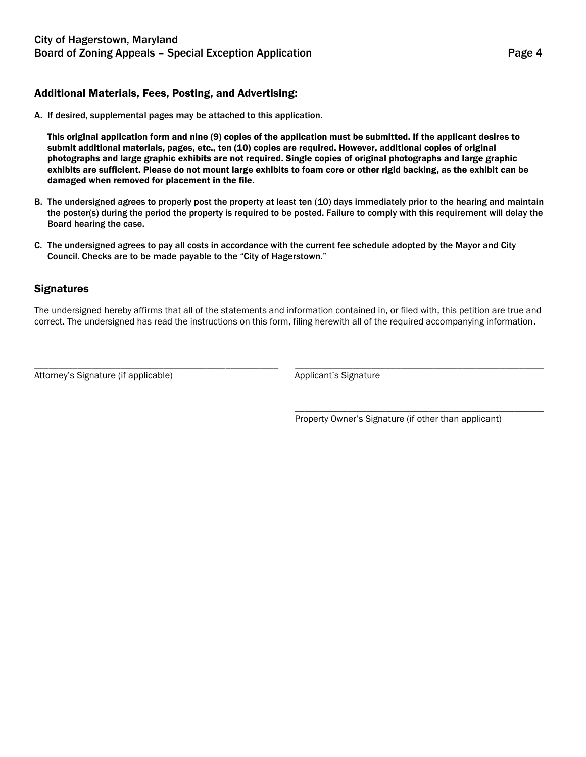## Additional Materials, Fees, Posting, and Advertising:

A. If desired, supplemental pages may be attached to this application.

   **This original application form and nine (9) copies of the application must be submitted. If the applicant desires to submit additional materials, pages, etc., ten (10) copies are required. However, additional copies of original photographs and large graphic exhibits are not required. Single copies of original photographs and large graphic exhibits are sufficient. Please do not mount large exhibits to foam core or other rigid backing, as the exhibit can be damaged when removed for placement in the file.**

B. The undersigned agrees to properly post the property at least ten (10) days immediately prior to the hearing and maintain the poster(s) during the period the property is required to be posted. Failure to comply with this requirement will delay the Board hearing the case.

C. The undersigned agrees to pay all costs in accordance with the current fee schedule adopted by the Mayor and City Council. Checks are to be made payable to the "City of Hagerstown."

## Signatures

The undersigned hereby affirms that all of the statements and information contained in, or filed with, this petition are true and correct. The undersigned has read the instructions on this form, filing herewith all of the required accompanying information.

_______________________________________
Attorney's Signature (if applicable)

_______________________________________
Applicant's Signature

_______________________________________
Property Owner's Signature (if other than applicant)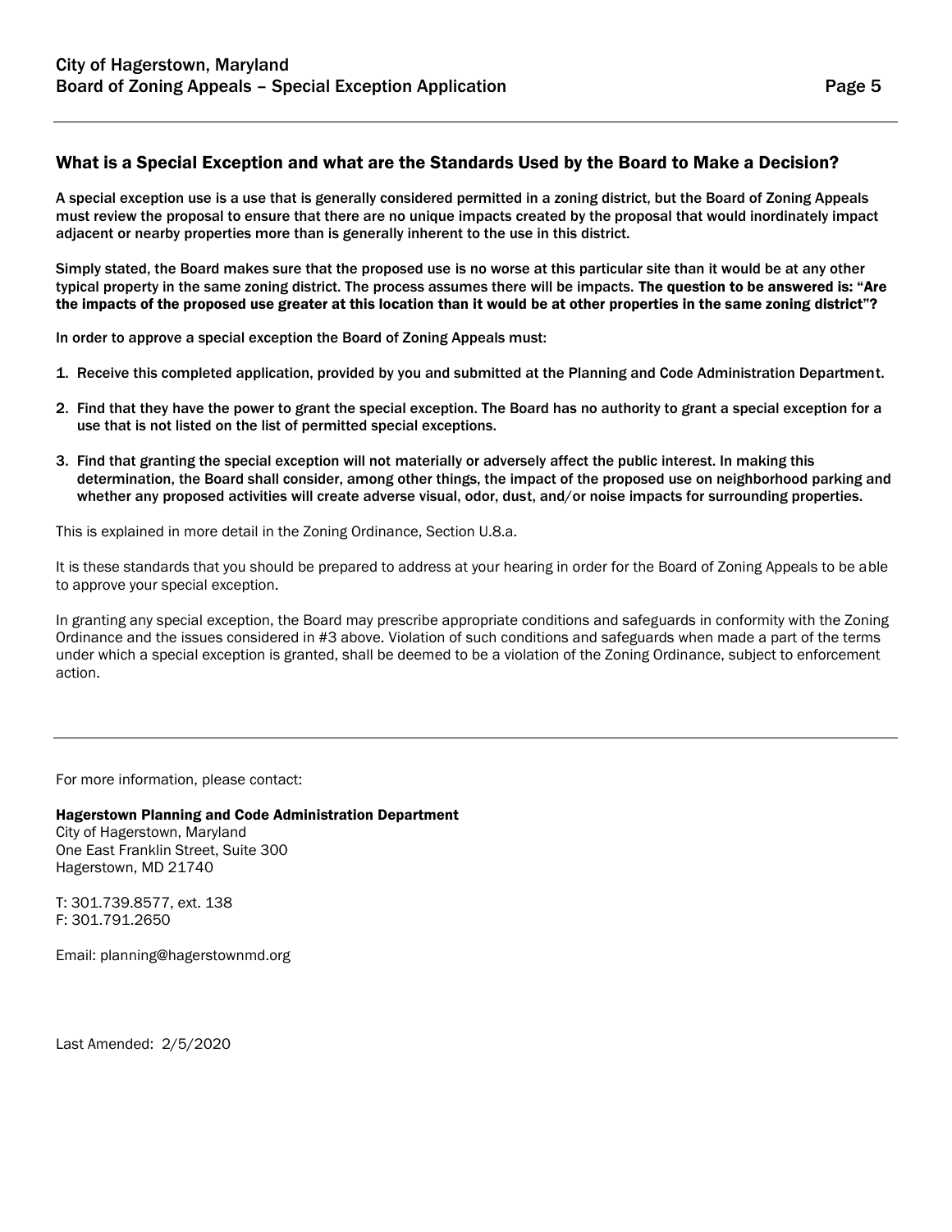## What is a Special Exception and what are the Standards Used by the Board to Make a Decision?

**A special exception use is a use that is generally considered permitted in a zoning district, but the Board of Zoning Appeals must review the proposal to ensure that there are no unique impacts created by the proposal that would inordinately impact adjacent or nearby properties more than is generally inherent to the use in this district.**

**Simply stated, the Board makes sure that the proposed use is no worse at this particular site than it would be at any other typical property in the same zoning district. The process assumes there will be impacts. The question to be answered is: "Are the impacts of the proposed use greater at this location than it would be at other properties in the same zoning district"?**

**In order to approve a special exception the Board of Zoning Appeals must:**

1. **Receive this completed application, provided by you and submitted at the Planning and Code Administration Department.**
2. **Find that they have the power to grant the special exception. The Board has no authority to grant a special exception for a use that is not listed on the list of permitted special exceptions.**
3. **Find that granting the special exception will not materially or adversely affect the public interest. In making this determination, the Board shall consider, among other things, the impact of the proposed use on neighborhood parking and whether any proposed activities will create adverse visual, odor, dust, and/or noise impacts for surrounding properties.**

This is explained in more detail in the Zoning Ordinance, Section U.8.a.

It is these standards that you should be prepared to address at your hearing in order for the Board of Zoning Appeals to be able to approve your special exception.

In granting any special exception, the Board may prescribe appropriate conditions and safeguards in conformity with the Zoning Ordinance and the issues considered in #3 above. Violation of such conditions and safeguards when made a part of the terms under which a special exception is granted, shall be deemed to be a violation of the Zoning Ordinance, subject to enforcement action.

---

For more information, please contact:

**Hagerstown Planning and Code Administration Department**
City of Hagerstown, Maryland
One East Franklin Street, Suite 300
Hagerstown, MD 21740

T: 301.739.8577, ext. 138
F: 301.791.2650

Email: planning@hagerstownmd.org

Last Amended: 2/5/2020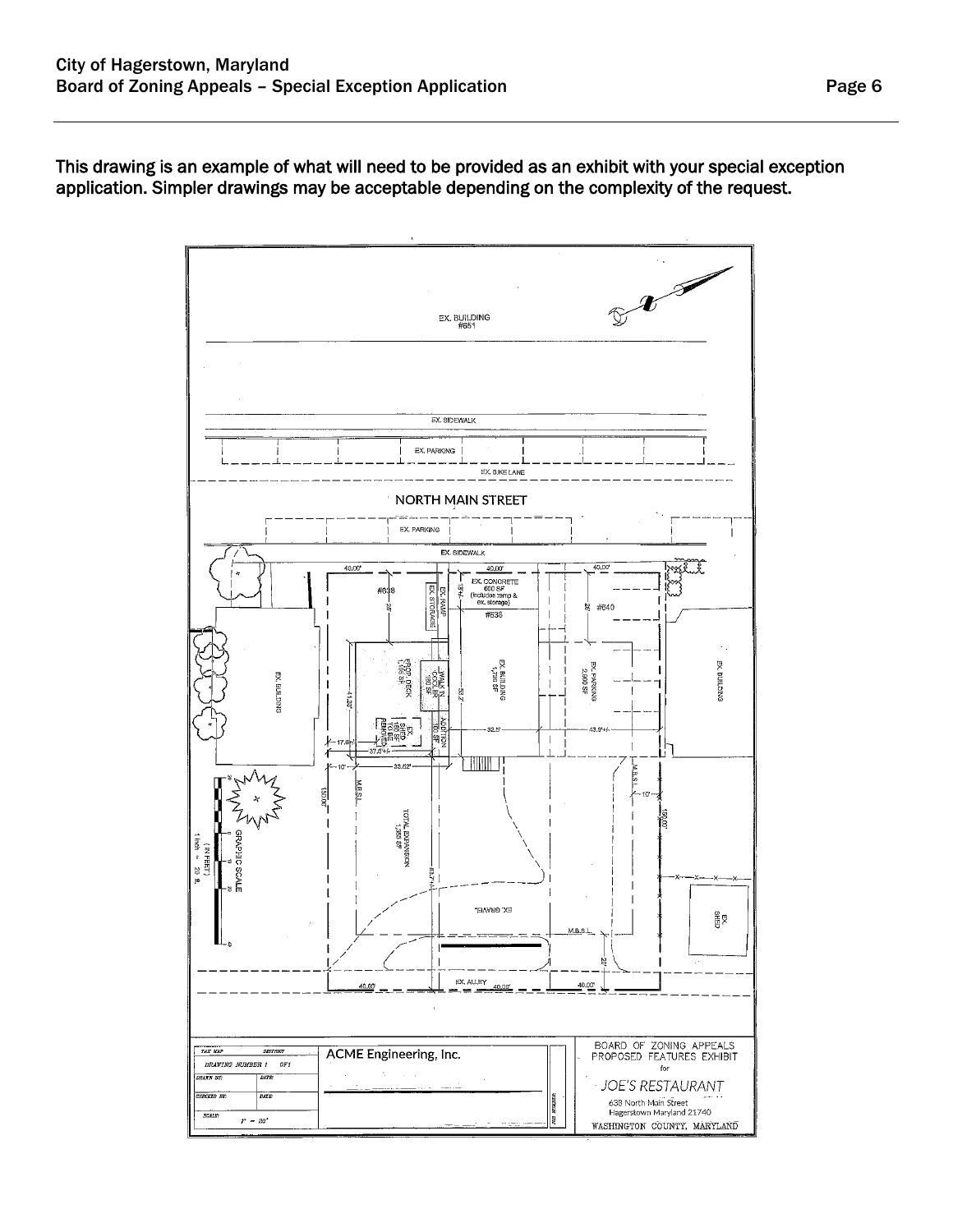This drawing is an example of what will need to be provided as an exhibit with your special exception application. Simpler drawings may be acceptable depending on the complexity of the request.

EX. BUILDING
#651

EX. SIDEWALK

EX. PARKING

EX. BIKE LANE

NORTH MAIN STREET

EX. PARKING

EX. SIDEWALK

40.00'

40.00'

40.00'

#638

EX. STORAGE

EX. RAMP

EX. CONCRETE
600 SF
(includes ramp & ex. storage)

#638

#640

EX. BUILDING

EX. BUILDING

EX. BUILDING
1,750 SF

EX. PARKING
2,000 SF

PROP. DECK
1,105 SF

WALK IN COOLER
180 SF

ADDITION
50 SF

EX. SHED
160 SF
TO BE REMOVED

41.33'

53.2'

32.5'

43.9'+/-

17.8'+/-

37.5'+/-

10'

33.62'

M.B.S.L.

130.00'

TOTAL EXPANSION
1,305 SF

83.7'+/-

M.B.S.L.

10'

150.00'

EX. GRAVEL

M.B.S.L.

20'

EX. SHED

EX. ALLEY

40.00'

40.00'

40.00'

GRAPHIC SCALE
(IN FEET)
1 inch = 20 ft.

TAX MAP

DISTRICT

DRAWING NUMBER 1 OF 1

DRAWN BY:

DATE:

CHECKED BY:

DATE:

SCALE: 1" = 20'

ACME Engineering, Inc.

BOARD OF ZONING APPEALS
PROPOSED FEATURES EXHIBIT
for
JOE'S RESTAURANT
638 North Main Street
Hagerstown Maryland 21740
WASHINGTON COUNTY, MARYLAND